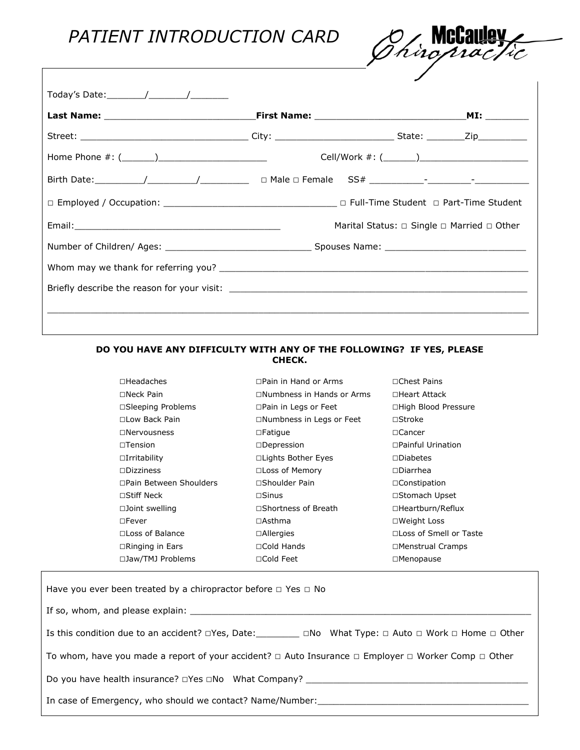# *PATIENT INTRODUCTION CARD*

McCauley Chiropractic

Today's Date:_______/_______/_______

**Last Name:** ___________________________ **First Name:** ___________________________ **MI:** ________

Street: _______________________________ City: ______________________ State: _______Zip_________

Home Phone #: (______)____________________ Cell/Work #: (______)____________________

Birth Date:_________/_________/_________ □ Male □ Female SS# __________-________-__________

□ Employed / Occupation: ________________________________ □ Full-Time Student □ Part-Time Student

Email:______________________________________ Marital Status: □ Single □ Married □ Other

Number of Children/ Ages: ___________________________ Spouses Name: __________________________

Whom may we thank for referring you? _________________________________________________________

Briefly describe the reason for your visit: _______________________________________________________

_____________________________________________________________________________________________

**DO YOU HAVE ANY DIFFICULTY WITH ANY OF THE FOLLOWING? IF YES, PLEASE CHECK.**

| | | |
|---|---|---|
| □Headaches | □Pain in Hand or Arms | □Chest Pains |
| □Neck Pain | □Numbness in Hands or Arms | □Heart Attack |
| □Sleeping Problems | □Pain in Legs or Feet | □High Blood Pressure |
| □Low Back Pain | □Numbness in Legs or Feet | □Stroke |
| □Nervousness | □Fatigue | □Cancer |
| □Tension | □Depression | □Painful Urination |
| □Irritability | □Lights Bother Eyes | □Diabetes |
| □Dizziness | □Loss of Memory | □Diarrhea |
| □Pain Between Shoulders | □Shoulder Pain | □Constipation |
| □Stiff Neck | □Sinus | □Stomach Upset |
| □Joint swelling | □Shortness of Breath | □Heartburn/Reflux |
| □Fever | □Asthma | □Weight Loss |
| □Loss of Balance | □Allergies | □Loss of Smell or Taste |
| □Ringing in Ears | □Cold Hands | □Menstrual Cramps |
| □Jaw/TMJ Problems | □Cold Feet | □Menopause |

Have you ever been treated by a chiropractor before □ Yes □ No

If so, whom, and please explain: ________________________________________________________________

Is this condition due to an accident? □Yes, Date:________ □No What Type: □ Auto □ Work □ Home □ Other

To whom, have you made a report of your accident? □ Auto Insurance □ Employer □ Worker Comp □ Other

Do you have health insurance? □Yes □No What Company? __________________________________________

In case of Emergency, who should we contact? Name/Number:_______________________________________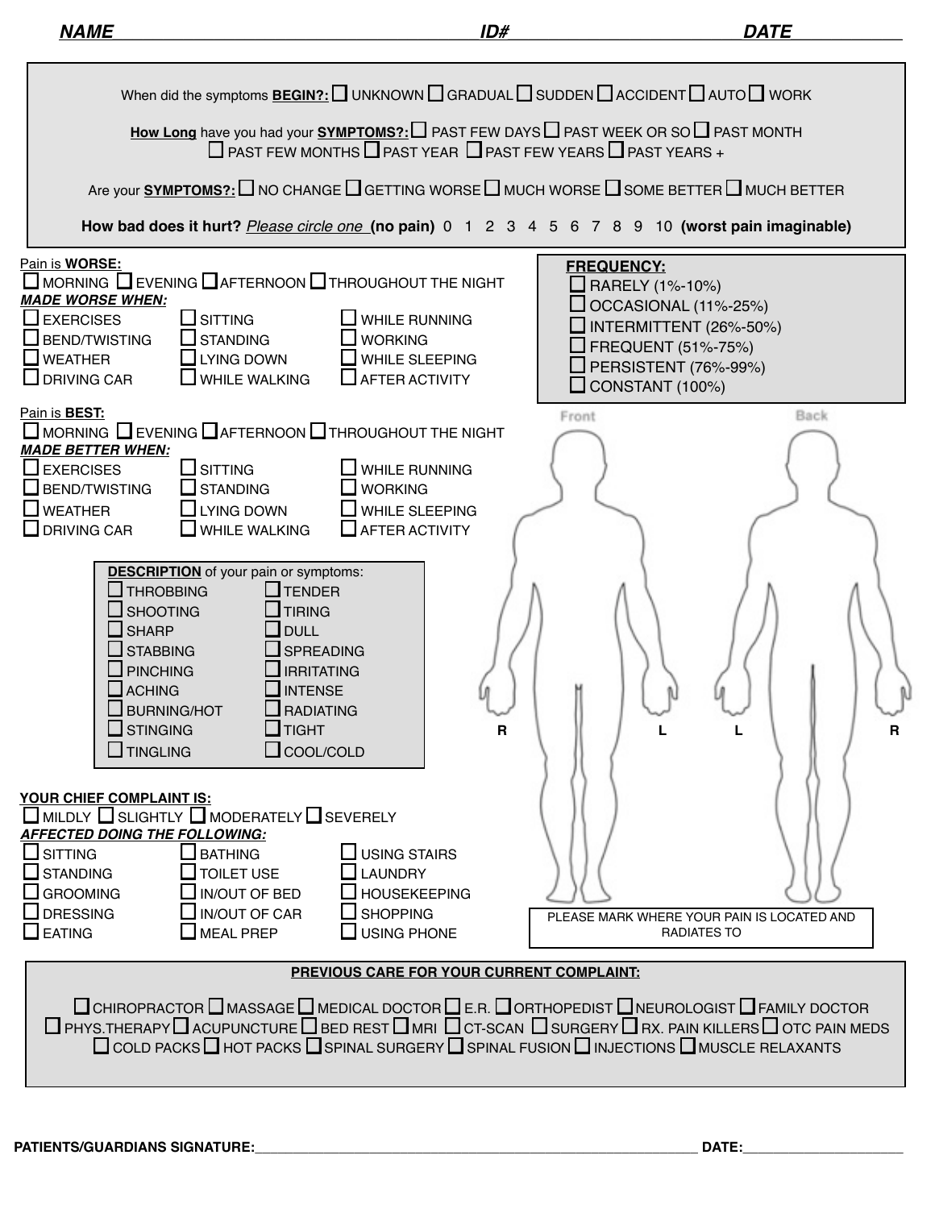***NAME*** ______________________ ***ID#*** ______________________ ***DATE*** ____________

When did the symptoms **BEGIN?:** ☐ UNKNOWN ☐ GRADUAL ☐ SUDDEN ☐ ACCIDENT ☐ AUTO ☐ WORK

**How Long** have you had your **SYMPTOMS?:** ☐ PAST FEW DAYS ☐ PAST WEEK OR SO ☐ PAST MONTH ☐ PAST FEW MONTHS ☐ PAST YEAR ☐ PAST FEW YEARS ☐ PAST YEARS +

Are your **SYMPTOMS?:** ☐ NO CHANGE ☐ GETTING WORSE ☐ MUCH WORSE ☐ SOME BETTER ☐ MUCH BETTER

**How bad does it hurt?** *Please circle one* **(no pain)** 0 1 2 3 4 5 6 7 8 9 10 **(worst pain imaginable)**

Pain is **WORSE:**
☐ MORNING ☐ EVENING ☐ AFTERNOON ☐ THROUGHOUT THE NIGHT

***MADE WORSE WHEN:***

| | | |
|---|---|---|
| ☐ EXERCISES | ☐ SITTING | ☐ WHILE RUNNING |
| ☐ BEND/TWISTING | ☐ STANDING | ☐ WORKING |
| ☐ WEATHER | ☐ LYING DOWN | ☐ WHILE SLEEPING |
| ☐ DRIVING CAR | ☐ WHILE WALKING | ☐ AFTER ACTIVITY |

**FREQUENCY:**
- ☐ RARELY (1%-10%)
- ☐ OCCASIONAL (11%-25%)
- ☐ INTERMITTENT (26%-50%)
- ☐ FREQUENT (51%-75%)
- ☐ PERSISTENT (76%-99%)
- ☐ CONSTANT (100%)

Pain is **BEST:**
☐ MORNING ☐ EVENING ☐ AFTERNOON ☐ THROUGHOUT THE NIGHT

***MADE BETTER WHEN:***

| | | |
|---|---|---|
| ☐ EXERCISES | ☐ SITTING | ☐ WHILE RUNNING |
| ☐ BEND/TWISTING | ☐ STANDING | ☐ WORKING |
| ☐ WEATHER | ☐ LYING DOWN | ☐ WHILE SLEEPING |
| ☐ DRIVING CAR | ☐ WHILE WALKING | ☐ AFTER ACTIVITY |

**DESCRIPTION** of your pain or symptoms:

| | |
|---|---|
| ☐ THROBBING | ☐ TENDER |
| ☐ SHOOTING | ☐ TIRING |
| ☐ SHARP | ☐ DULL |
| ☐ STABBING | ☐ SPREADING |
| ☐ PINCHING | ☐ IRRITATING |
| ☐ ACHING | ☐ INTENSE |
| ☐ BURNING/HOT | ☐ RADIATING |
| ☐ STINGING | ☐ TIGHT |
| ☐ TINGLING | ☐ COOL/COLD |

Front Back

R L L R

PLEASE MARK WHERE YOUR PAIN IS LOCATED AND RADIATES TO

**YOUR CHIEF COMPLAINT IS:**
☐ MILDLY ☐ SLIGHTLY ☐ MODERATELY ☐ SEVERELY

***AFFECTED DOING THE FOLLOWING:***

| | | |
|---|---|---|
| ☐ SITTING | ☐ BATHING | ☐ USING STAIRS |
| ☐ STANDING | ☐ TOILET USE | ☐ LAUNDRY |
| ☐ GROOMING | ☐ IN/OUT OF BED | ☐ HOUSEKEEPING |
| ☐ DRESSING | ☐ IN/OUT OF CAR | ☐ SHOPPING |
| ☐ EATING | ☐ MEAL PREP | ☐ USING PHONE |

**PREVIOUS CARE FOR YOUR CURRENT COMPLAINT:**

☐ CHIROPRACTOR ☐ MASSAGE ☐ MEDICAL DOCTOR ☐ E.R. ☐ ORTHOPEDIST ☐ NEUROLOGIST ☐ FAMILY DOCTOR ☐ PHYS.THERAPY ☐ ACUPUNCTURE ☐ BED REST ☐ MRI ☐ CT-SCAN ☐ SURGERY ☐ RX. PAIN KILLERS ☐ OTC PAIN MEDS ☐ COLD PACKS ☐ HOT PACKS ☐ SPINAL SURGERY ☐ SPINAL FUSION ☐ INJECTIONS ☐ MUSCLE RELAXANTS

**PATIENTS/GUARDIANS SIGNATURE:**______________________________ **DATE:**____________